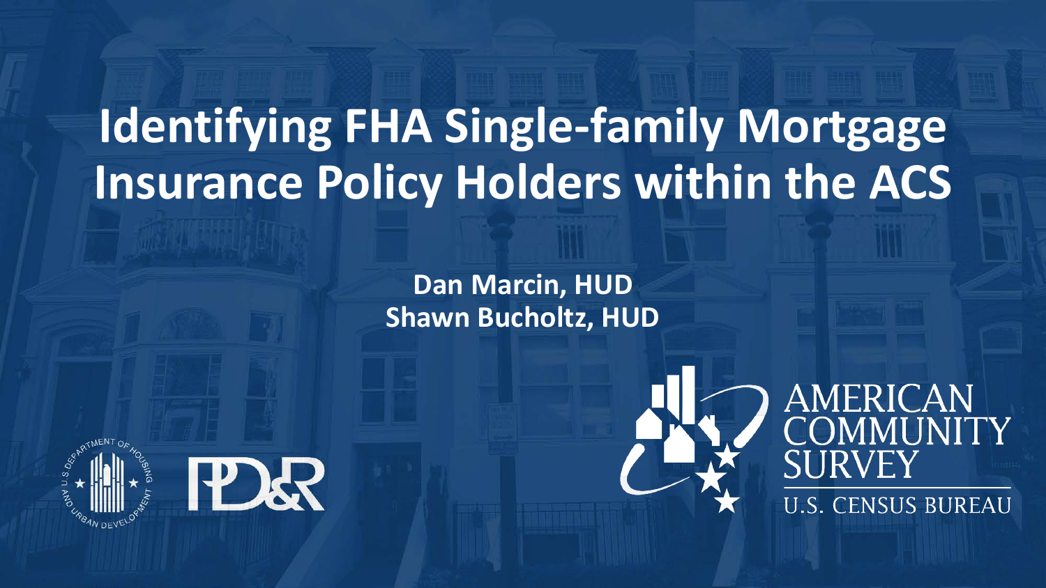# Identifying FHA Single-family Mortgage Insurance Policy Holders within the ACS

**Dan Marcin, HUD**
**Shawn Bucholtz, HUD**

AMERICAN COMMUNITY SURVEY
U.S. CENSUS BUREAU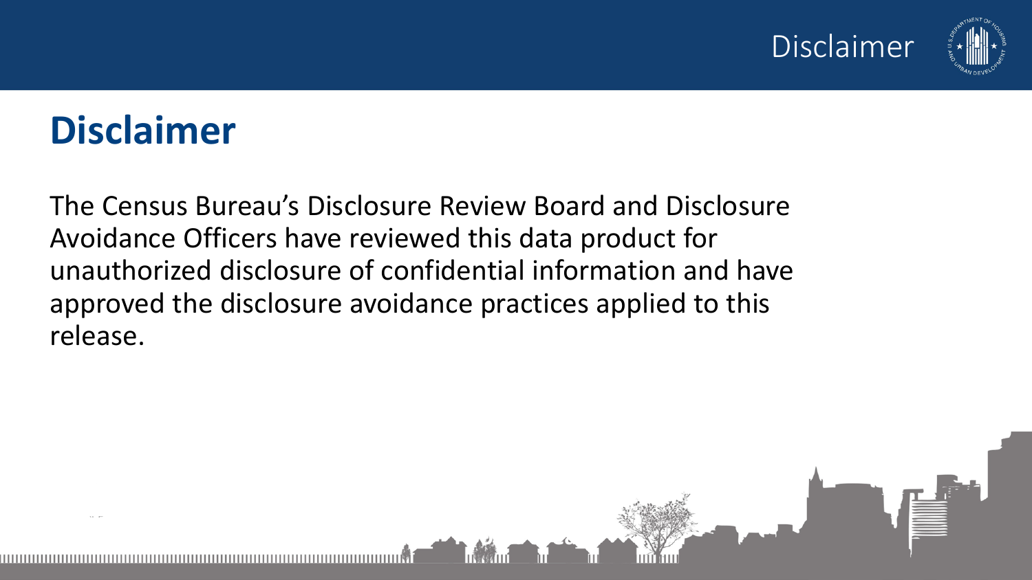# Disclaimer

The Census Bureau's Disclosure Review Board and Disclosure Avoidance Officers have reviewed this data product for unauthorized disclosure of confidential information and have approved the disclosure avoidance practices applied to this release.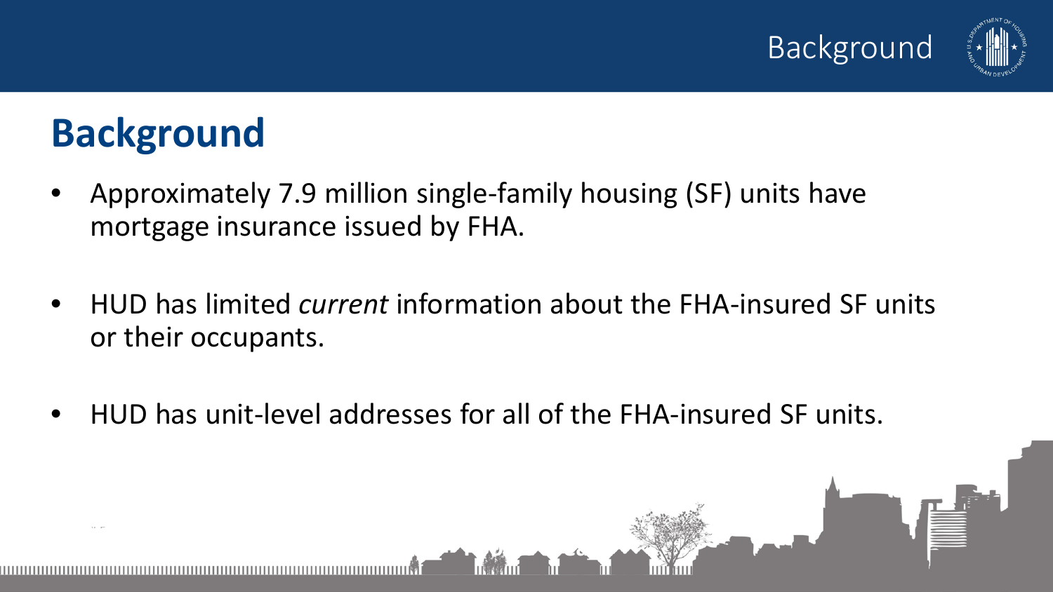# Background

- Approximately 7.9 million single-family housing (SF) units have mortgage insurance issued by FHA.
- HUD has limited *current* information about the FHA-insured SF units or their occupants.
- HUD has unit-level addresses for all of the FHA-insured SF units.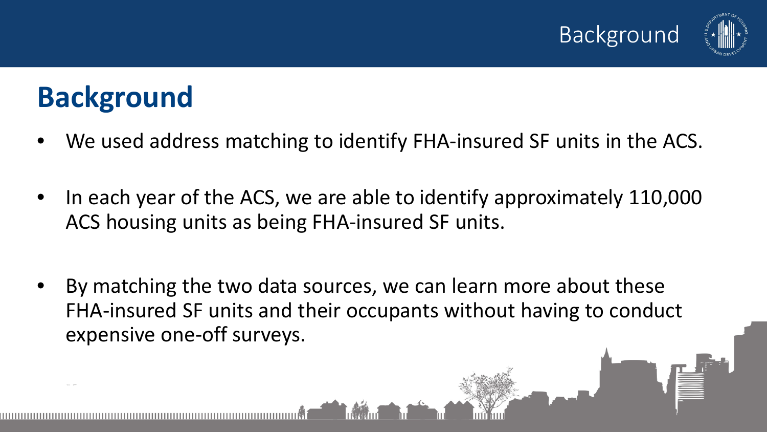# Background

- We used address matching to identify FHA-insured SF units in the ACS.
- In each year of the ACS, we are able to identify approximately 110,000 ACS housing units as being FHA-insured SF units.
- By matching the two data sources, we can learn more about these FHA-insured SF units and their occupants without having to conduct expensive one-off surveys.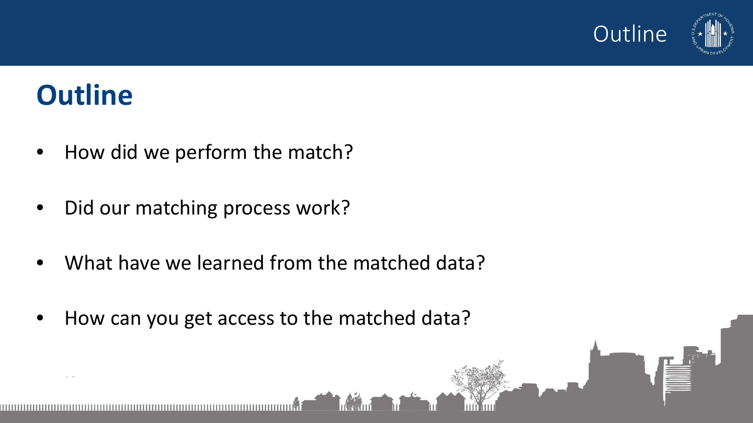# Outline

- How did we perform the match?
- Did our matching process work?
- What have we learned from the matched data?
- How can you get access to the matched data?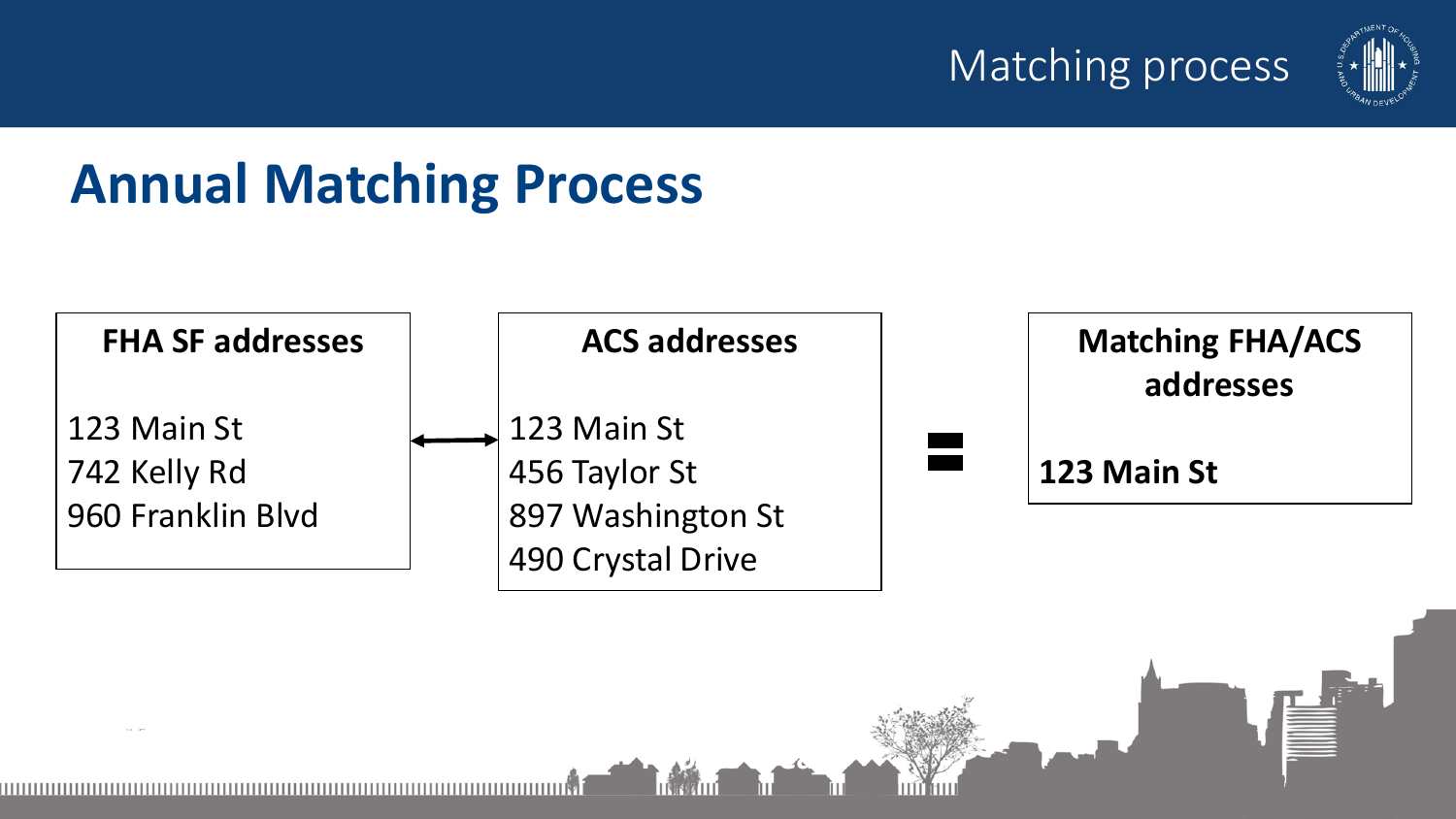# Annual Matching Process

**FHA SF addresses**

123 Main St
742 Kelly Rd
960 Franklin Blvd

**ACS addresses**

123 Main St
456 Taylor St
897 Washington St
490 Crystal Drive

**Matching FHA/ACS addresses**

**123 Main St**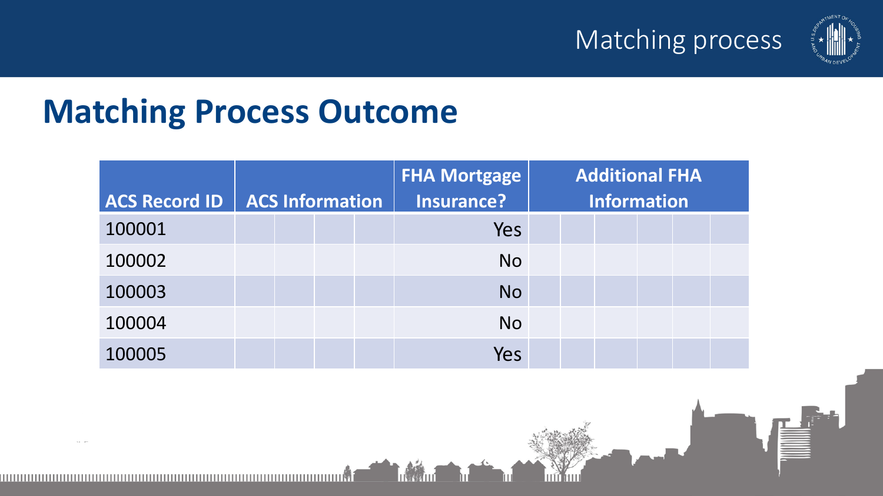# Matching Process Outcome

| ACS Record ID | ACS Information | | | | FHA Mortgage Insurance? | Additional FHA Information | | | | | |
|---|---|---|---|---|---|---|---|---|---|---|---|
| 100001 | | | | | Yes | | | | | | |
| 100002 | | | | | No | | | | | | |
| 100003 | | | | | No | | | | | | |
| 100004 | | | | | No | | | | | | |
| 100005 | | | | | Yes | | | | | | |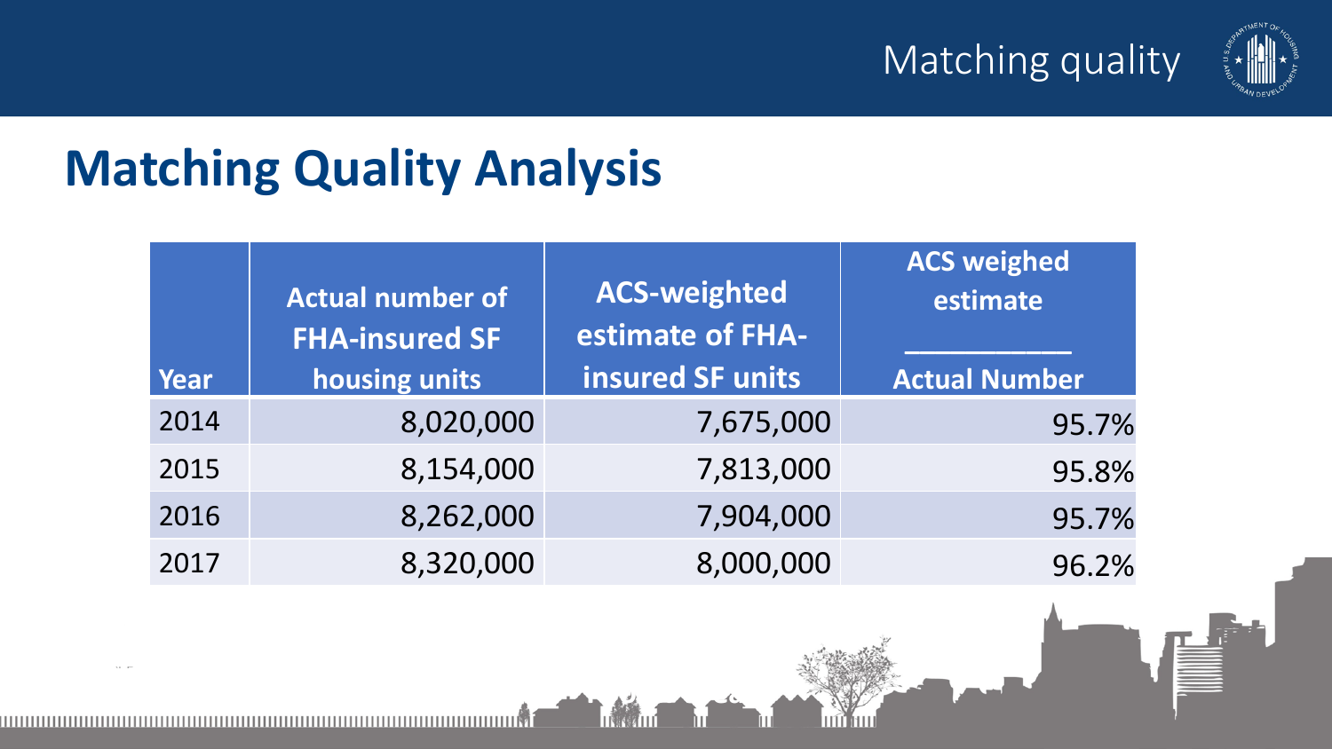# Matching Quality Analysis

| Year | Actual number of FHA-insured SF housing units | ACS-weighted estimate of FHA-insured SF units | ACS weighed estimate / Actual Number |
|---|---|---|---|
| 2014 | 8,020,000 | 7,675,000 | 95.7% |
| 2015 | 8,154,000 | 7,813,000 | 95.8% |
| 2016 | 8,262,000 | 7,904,000 | 95.7% |
| 2017 | 8,320,000 | 8,000,000 | 96.2% |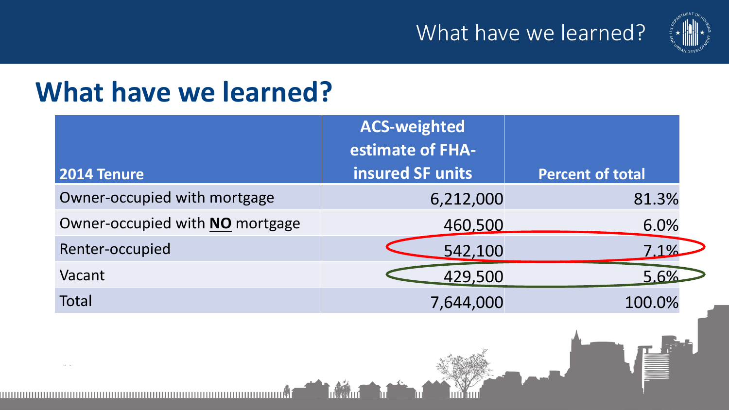# What have we learned?

| 2014 Tenure | ACS-weighted estimate of FHA-insured SF units | Percent of total |
|---|---|---|
| Owner-occupied with mortgage | 6,212,000 | 81.3% |
| Owner-occupied with **NO** mortgage | 460,500 | 6.0% |
| Renter-occupied | 542,100 | 7.1% |
| Vacant | 429,500 | 5.6% |
| Total | 7,644,000 | 100.0% |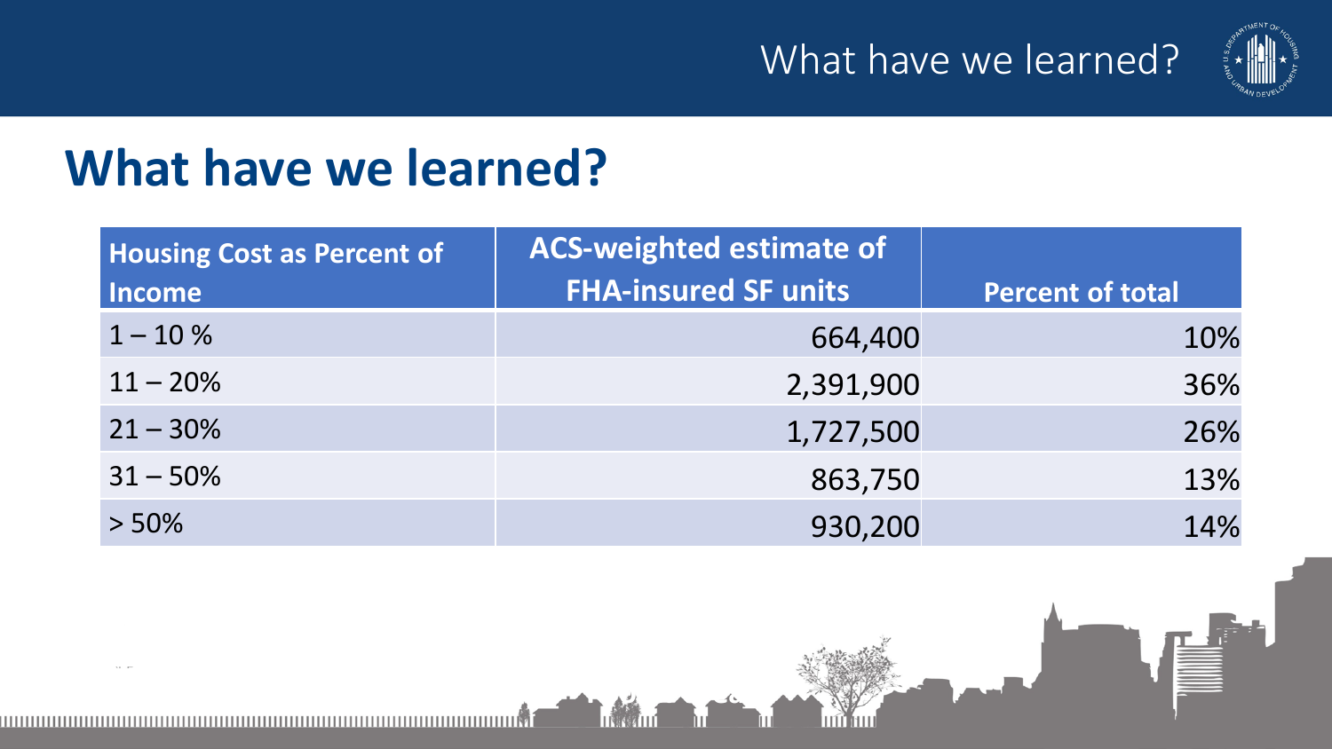# What have we learned?

| Housing Cost as Percent of Income | ACS-weighted estimate of FHA-insured SF units | Percent of total |
|---|---|---|
| 1 – 10 % | 664,400 | 10% |
| 11 – 20% | 2,391,900 | 36% |
| 21 – 30% | 1,727,500 | 26% |
| 31 – 50% | 863,750 | 13% |
| > 50% | 930,200 | 14% |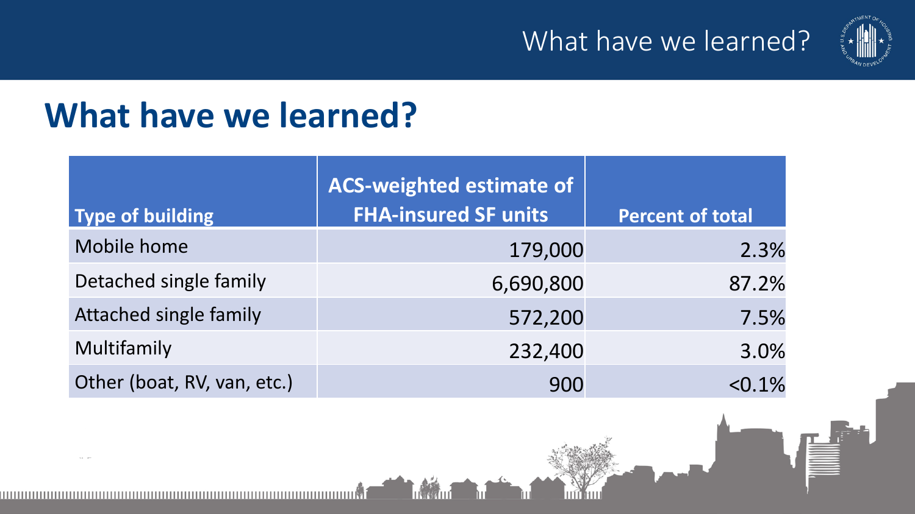# What have we learned?

| Type of building | ACS-weighted estimate of FHA-insured SF units | Percent of total |
|---|---:|---:|
| Mobile home | 179,000 | 2.3% |
| Detached single family | 6,690,800 | 87.2% |
| Attached single family | 572,200 | 7.5% |
| Multifamily | 232,400 | 3.0% |
| Other (boat, RV, van, etc.) | 900 | <0.1% |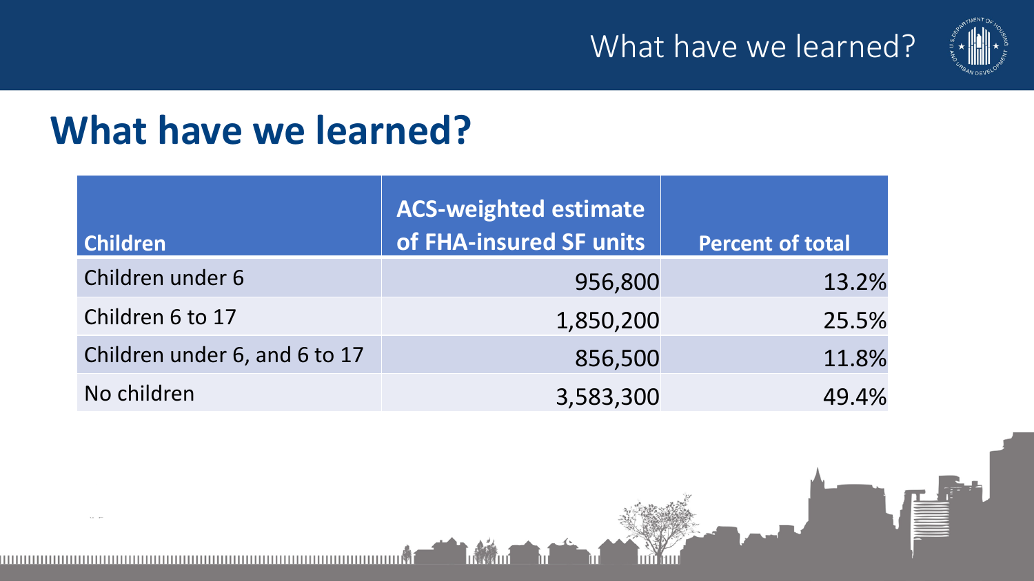# What have we learned?

| Children | ACS-weighted estimate of FHA-insured SF units | Percent of total |
|---|---|---|
| Children under 6 | 956,800 | 13.2% |
| Children 6 to 17 | 1,850,200 | 25.5% |
| Children under 6, and 6 to 17 | 856,500 | 11.8% |
| No children | 3,583,300 | 49.4% |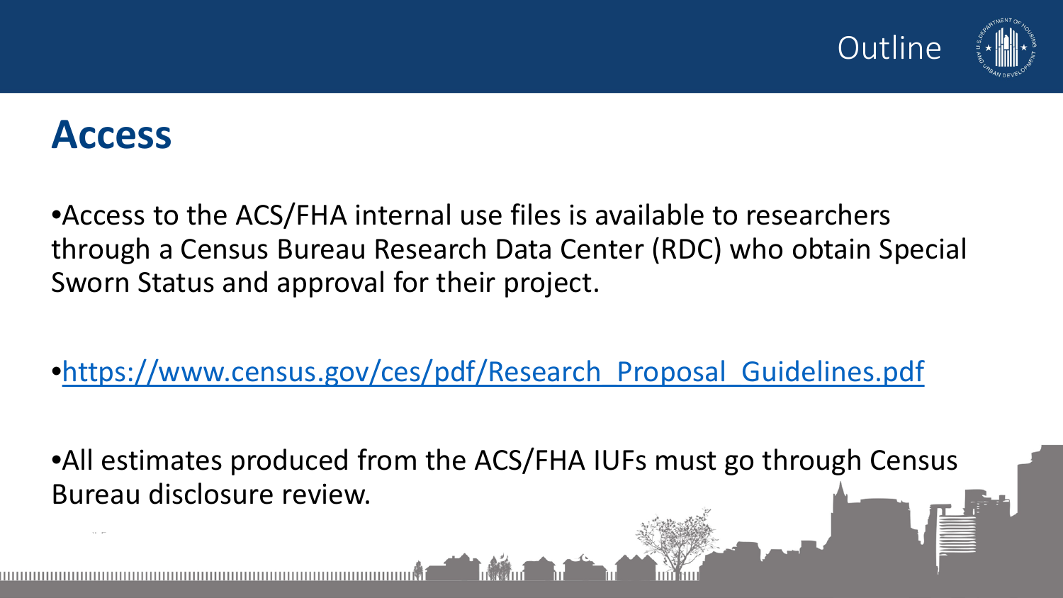# Access

- Access to the ACS/FHA internal use files is available to researchers through a Census Bureau Research Data Center (RDC) who obtain Special Sworn Status and approval for their project.

- https://www.census.gov/ces/pdf/Research_Proposal_Guidelines.pdf

- All estimates produced from the ACS/FHA IUFs must go through Census Bureau disclosure review.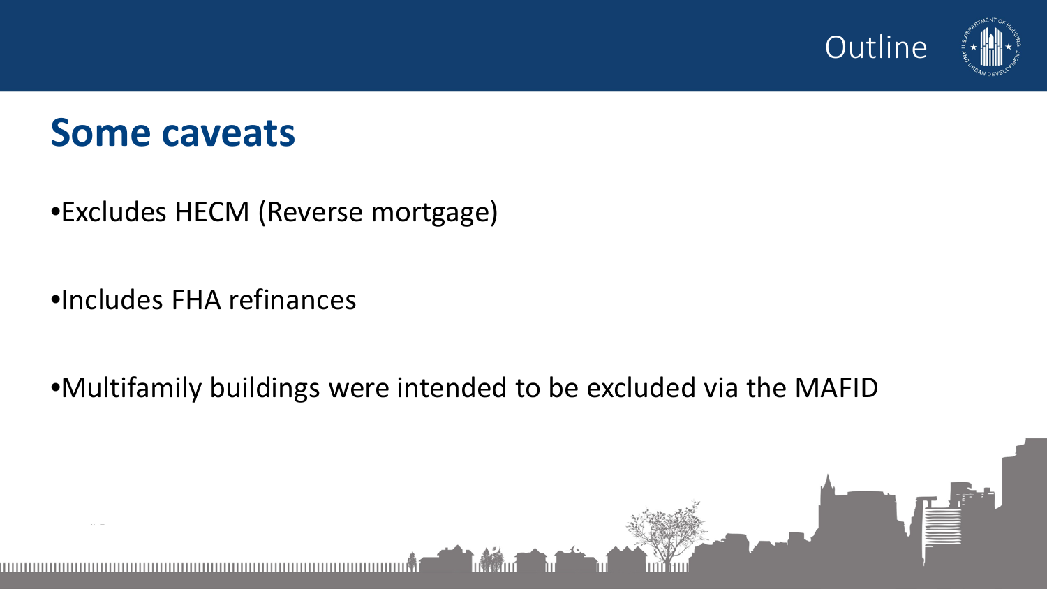Outline

# Some caveats

- Excludes HECM (Reverse mortgage)
- Includes FHA refinances
- Multifamily buildings were intended to be excluded via the MAFID